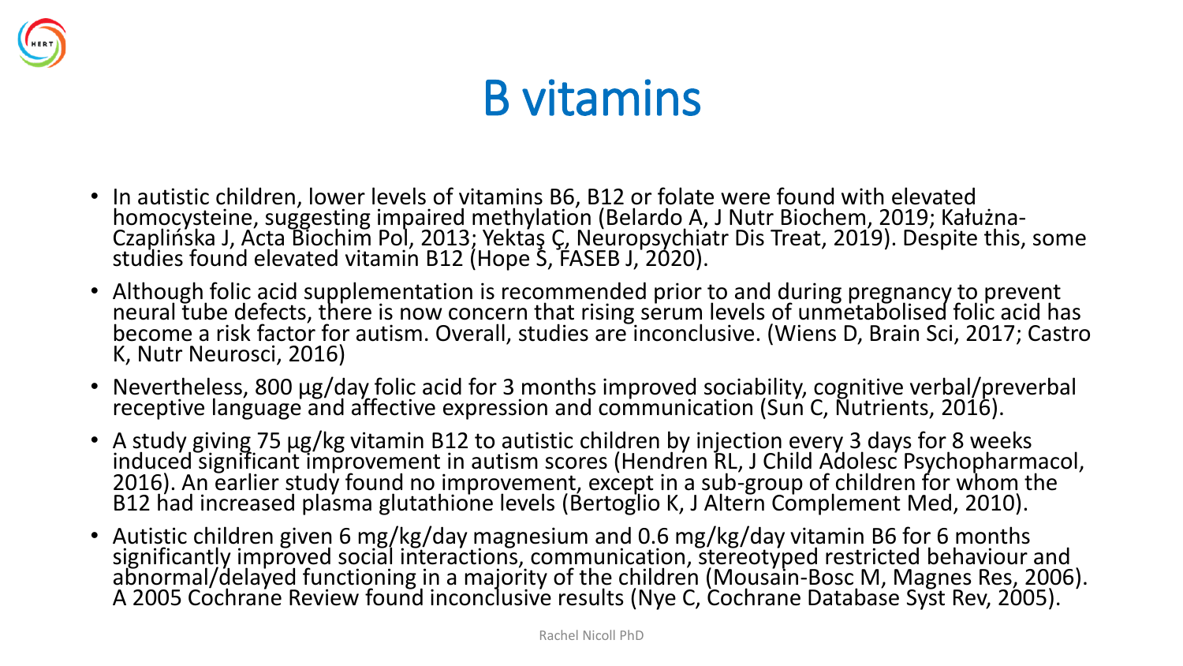# B vitamins

- In autistic children, lower levels of vitamins B6, B12 or folate were found with elevated homocysteine, suggesting impaired methylation (Belardo A, J Nutr Biochem, 2019; Kałużna-Czaplińska J, Acta Biochim Pol, 2013; Yektaş Ç, Neuropsychiatr Dis Treat, 2019). Despite this, some studies found elevated vitamin B12 (Hope S, FASEB J, 2020).
- Although folic acid supplementation is recommended prior to and during pregnancy to prevent neural tube defects, there is now concern that rising serum levels of unmetabolised folic acid has become a risk factor for autism. Overall, studies are inconclusive. (Wiens D, Brain Sci, 2017; Castro K, Nutr Neurosci, 2016)
- Nevertheless, 800 µg/day folic acid for 3 months improved sociability, cognitive verbal/preverbal receptive language and affective expression and communication (Sun C, Nutrients, 2016).
- A study giving 75 µg/kg vitamin B12 to autistic children by injection every 3 days for 8 weeks induced significant improvement in autism scores (Hendren RL, J Child Adolesc Psychopharmacol, 2016). An earlier study found no improvement, except in a sub-group of children for whom the B12 had increased plasma glutathione levels (Bertoglio K, J Altern Complement Med, 2010).
- Autistic children given 6 mg/kg/day magnesium and 0.6 mg/kg/day vitamin B6 for 6 months significantly improved social interactions, communication, stereotyped restricted behaviour and abnormal/delayed functioning in a majority of the children (Mousain-Bosc M, Magnes Res, 2006). A 2005 Cochrane Review found inconclusive results (Nye C, Cochrane Database Syst Rev, 2005).

Rachel Nicoll PhD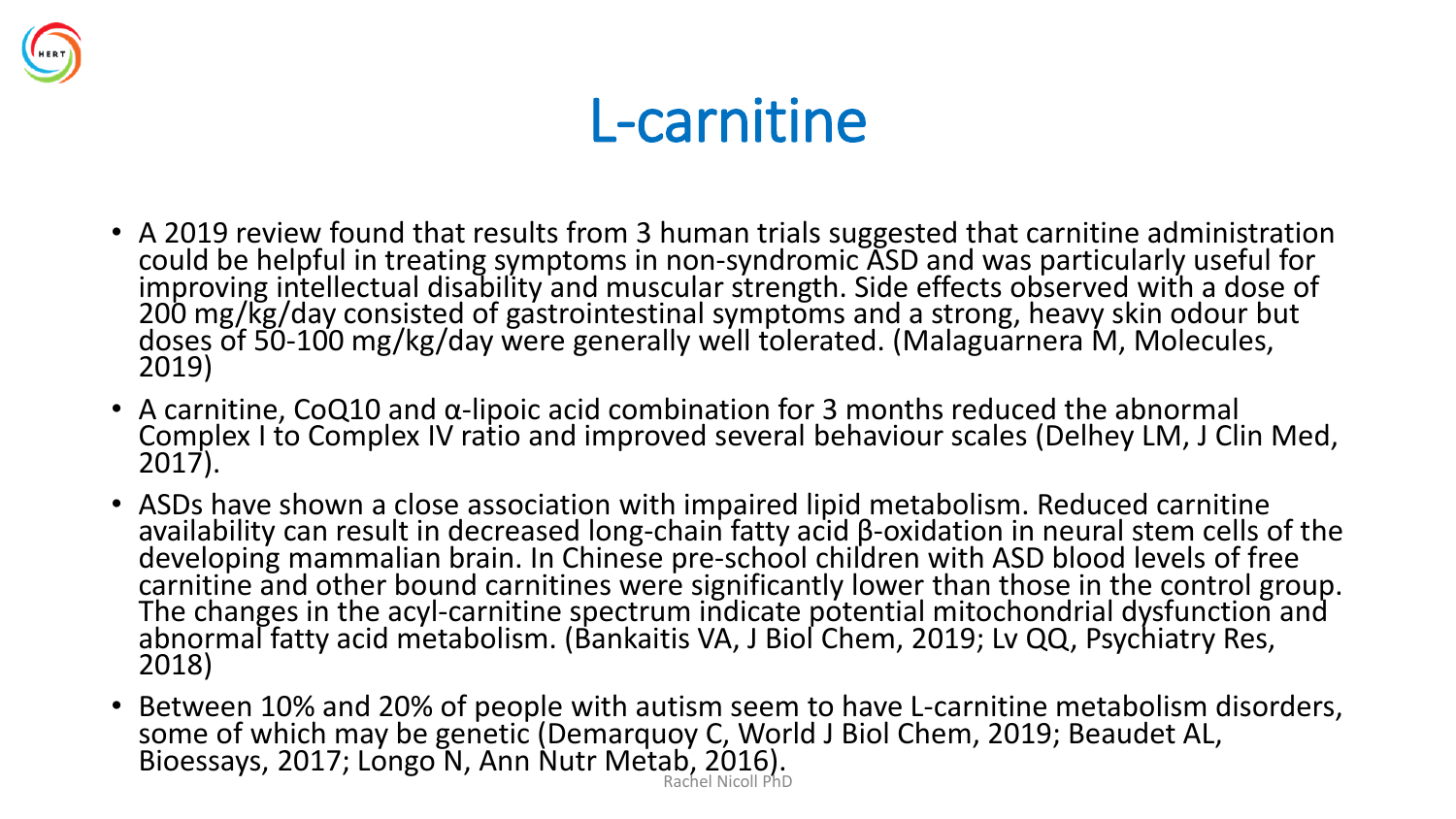# L-carnitine

- A 2019 review found that results from 3 human trials suggested that carnitine administration could be helpful in treating symptoms in non-syndromic ASD and was particularly useful for improving intellectual disability and muscular strength. Side effects observed with a dose of 200 mg/kg/day consisted of gastrointestinal symptoms and a strong, heavy skin odour but doses of 50-100 mg/kg/day were generally well tolerated. (Malaguarnera M, Molecules, 2019)
- A carnitine, CoQ10 and α-lipoic acid combination for 3 months reduced the abnormal Complex I to Complex IV ratio and improved several behaviour scales (Delhey LM, J Clin Med, 2017).
- ASDs have shown a close association with impaired lipid metabolism. Reduced carnitine availability can result in decreased long-chain fatty acid β-oxidation in neural stem cells of the developing mammalian brain. In Chinese pre-school children with ASD blood levels of free carnitine and other bound carnitines were significantly lower than those in the control group. The changes in the acyl-carnitine spectrum indicate potential mitochondrial dysfunction and abnormal fatty acid metabolism. (Bankaitis VA, J Biol Chem, 2019; Lv QQ, Psychiatry Res, 2018)
- Between 10% and 20% of people with autism seem to have L-carnitine metabolism disorders, some of which may be genetic (Demarquoy C, World J Biol Chem, 2019; Beaudet AL, Bioessays, 2017; Longo N, Ann Nutr Metab, 2016).

Rachel Nicoll PhD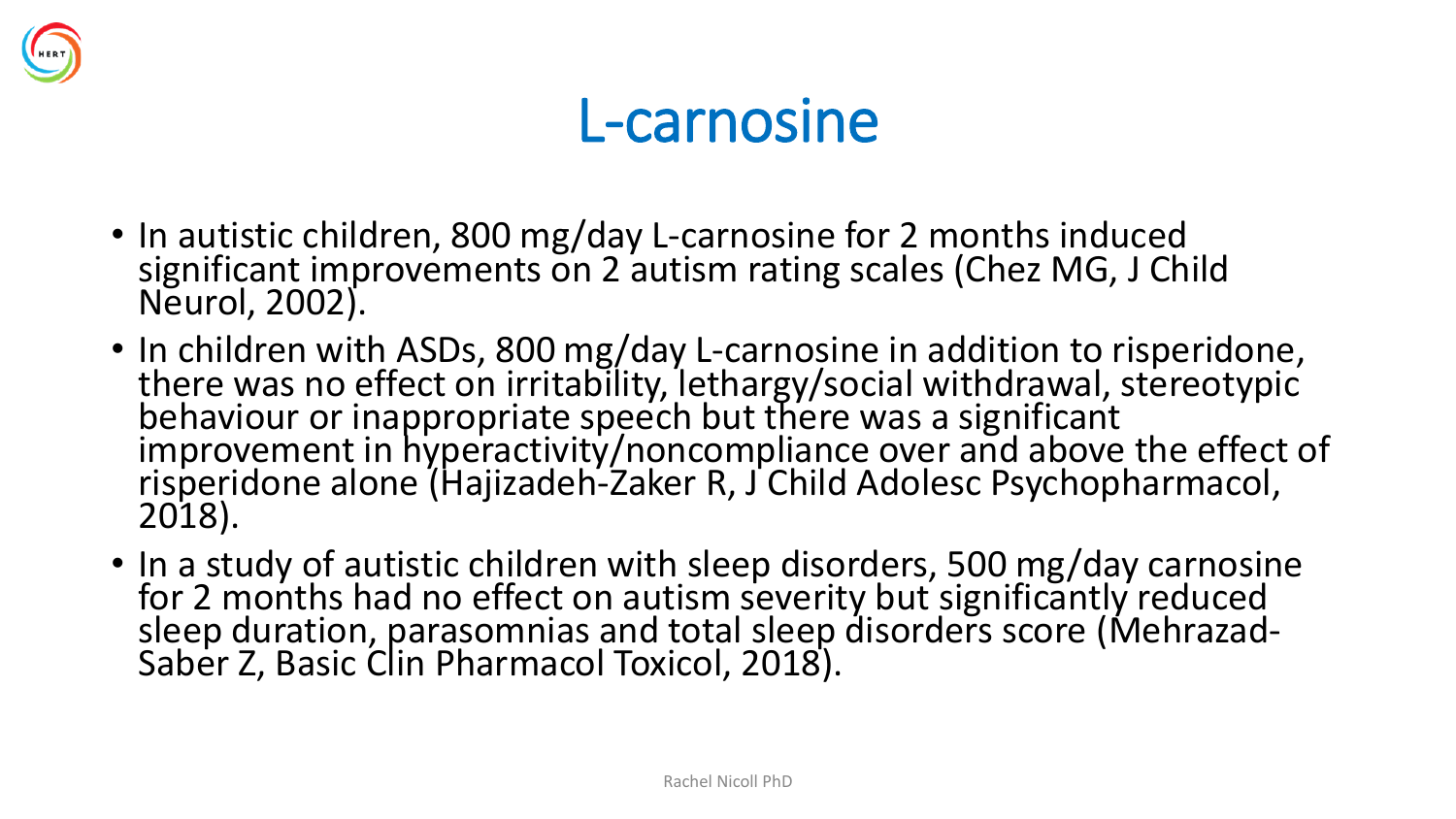# L-carnosine

- In autistic children, 800 mg/day L-carnosine for 2 months induced significant improvements on 2 autism rating scales (Chez MG, J Child Neurol, 2002).
- In children with ASDs, 800 mg/day L-carnosine in addition to risperidone, there was no effect on irritability, lethargy/social withdrawal, stereotypic behaviour or inappropriate speech but there was a significant improvement in hyperactivity/noncompliance over and above the effect of risperidone alone (Hajizadeh-Zaker R, J Child Adolesc Psychopharmacol, 2018).
- In a study of autistic children with sleep disorders, 500 mg/day carnosine for 2 months had no effect on autism severity but significantly reduced sleep duration, parasomnias and total sleep disorders score (Mehrazad-Saber Z, Basic Clin Pharmacol Toxicol, 2018).

Rachel Nicoll PhD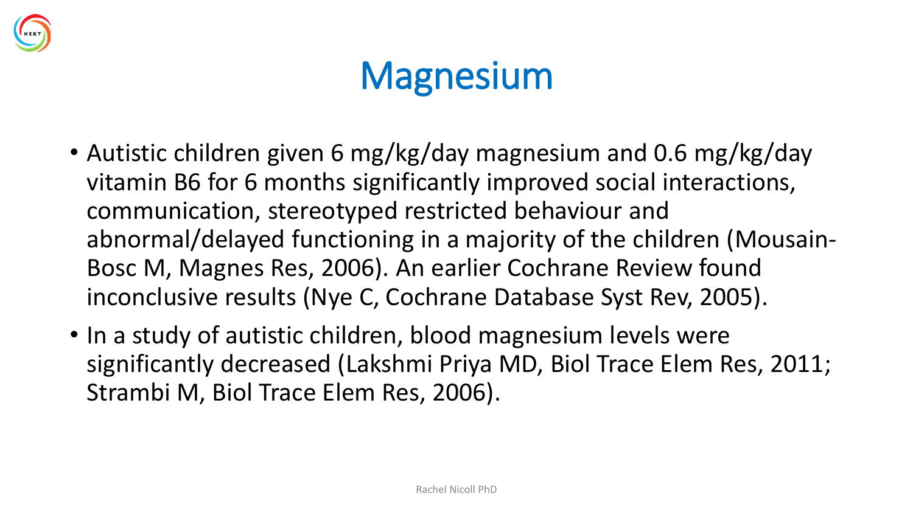# Magnesium

- Autistic children given 6 mg/kg/day magnesium and 0.6 mg/kg/day vitamin B6 for 6 months significantly improved social interactions, communication, stereotyped restricted behaviour and abnormal/delayed functioning in a majority of the children (Mousain-Bosc M, Magnes Res, 2006). An earlier Cochrane Review found inconclusive results (Nye C, Cochrane Database Syst Rev, 2005).
- In a study of autistic children, blood magnesium levels were significantly decreased (Lakshmi Priya MD, Biol Trace Elem Res, 2011; Strambi M, Biol Trace Elem Res, 2006).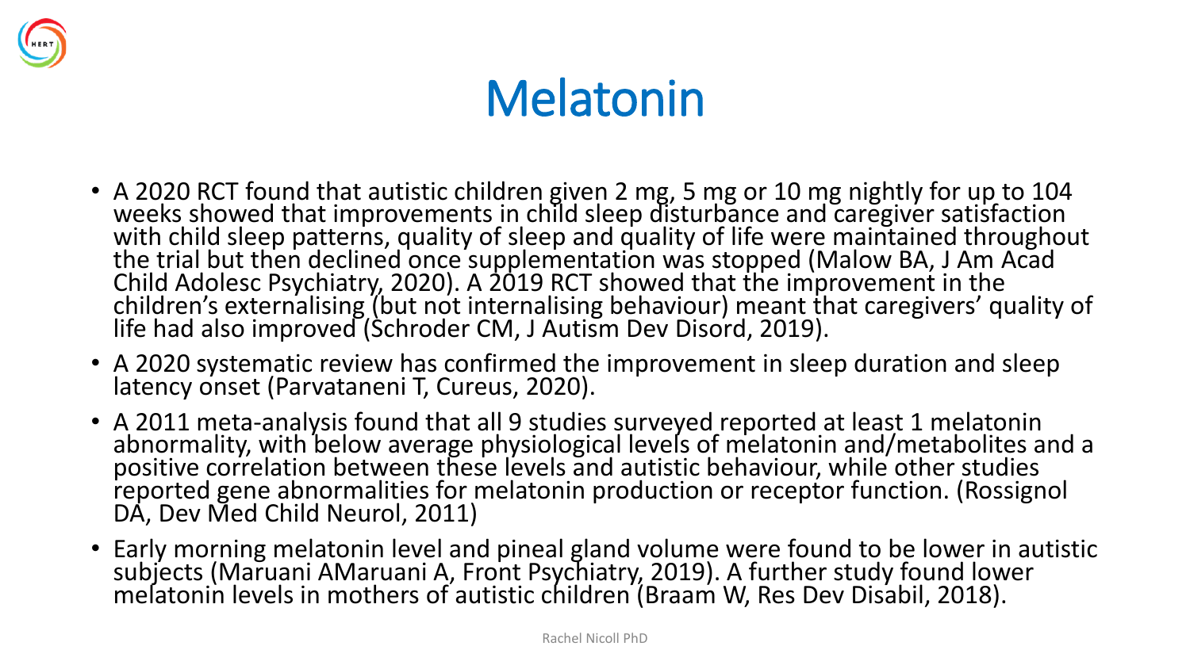# Melatonin

- A 2020 RCT found that autistic children given 2 mg, 5 mg or 10 mg nightly for up to 104 weeks showed that improvements in child sleep disturbance and caregiver satisfaction with child sleep patterns, quality of sleep and quality of life were maintained throughout the trial but then declined once supplementation was stopped (Malow BA, J Am Acad Child Adolesc Psychiatry, 2020). A 2019 RCT showed that the improvement in the children's externalising (but not internalising behaviour) meant that caregivers' quality of life had also improved (Schroder CM, J Autism Dev Disord, 2019).
- A 2020 systematic review has confirmed the improvement in sleep duration and sleep latency onset (Parvataneni T, Cureus, 2020).
- A 2011 meta-analysis found that all 9 studies surveyed reported at least 1 melatonin abnormality, with below average physiological levels of melatonin and/metabolites and a positive correlation between these levels and autistic behaviour, while other studies reported gene abnormalities for melatonin production or receptor function. (Rossignol DA, Dev Med Child Neurol, 2011)
- Early morning melatonin level and pineal gland volume were found to be lower in autistic subjects (Maruani AMaruani A, Front Psychiatry, 2019). A further study found lower melatonin levels in mothers of autistic children (Braam W, Res Dev Disabil, 2018).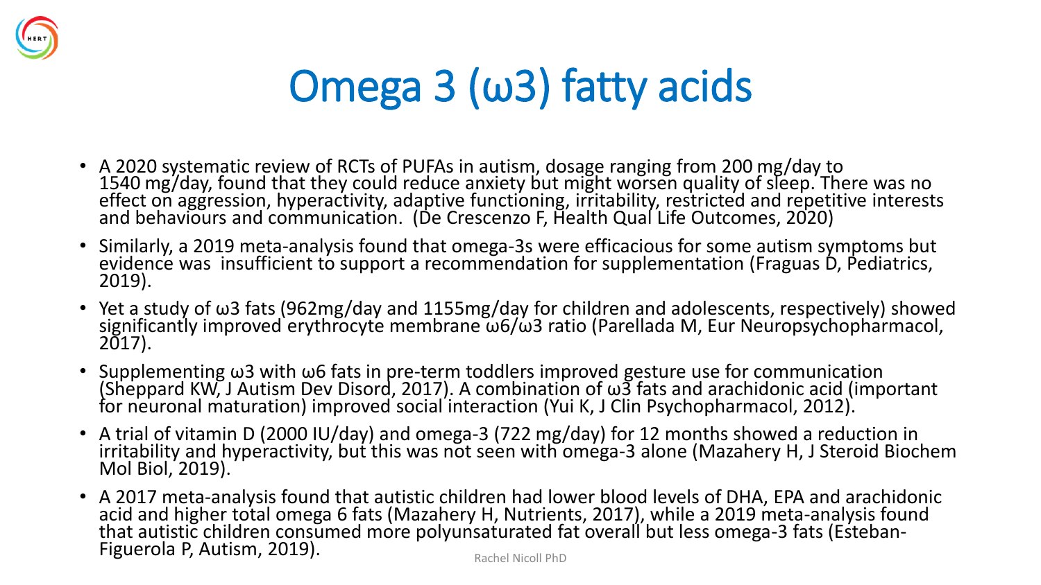# Omega 3 (ω3) fatty acids

- A 2020 systematic review of RCTs of PUFAs in autism, dosage ranging from 200 mg/day to 1540 mg/day, found that they could reduce anxiety but might worsen quality of sleep. There was no effect on aggression, hyperactivity, adaptive functioning, irritability, restricted and repetitive interests and behaviours and communication. (De Crescenzo F, Health Qual Life Outcomes, 2020)
- Similarly, a 2019 meta-analysis found that omega-3s were efficacious for some autism symptoms but evidence was insufficient to support a recommendation for supplementation (Fraguas D, Pediatrics, 2019).
- Yet a study of ω3 fats (962mg/day and 1155mg/day for children and adolescents, respectively) showed significantly improved erythrocyte membrane ω6/ω3 ratio (Parellada M, Eur Neuropsychopharmacol, 2017).
- Supplementing ω3 with ω6 fats in pre-term toddlers improved gesture use for communication (Sheppard KW, J Autism Dev Disord, 2017). A combination of ω3 fats and arachidonic acid (important for neuronal maturation) improved social interaction (Yui K, J Clin Psychopharmacol, 2012).
- A trial of vitamin D (2000 IU/day) and omega-3 (722 mg/day) for 12 months showed a reduction in irritability and hyperactivity, but this was not seen with omega-3 alone (Mazahery H, J Steroid Biochem Mol Biol, 2019).
- A 2017 meta-analysis found that autistic children had lower blood levels of DHA, EPA and arachidonic acid and higher total omega 6 fats (Mazahery H, Nutrients, 2017), while a 2019 meta-analysis found that autistic children consumed more polyunsaturated fat overall but less omega-3 fats (Esteban-Figuerola P, Autism, 2019).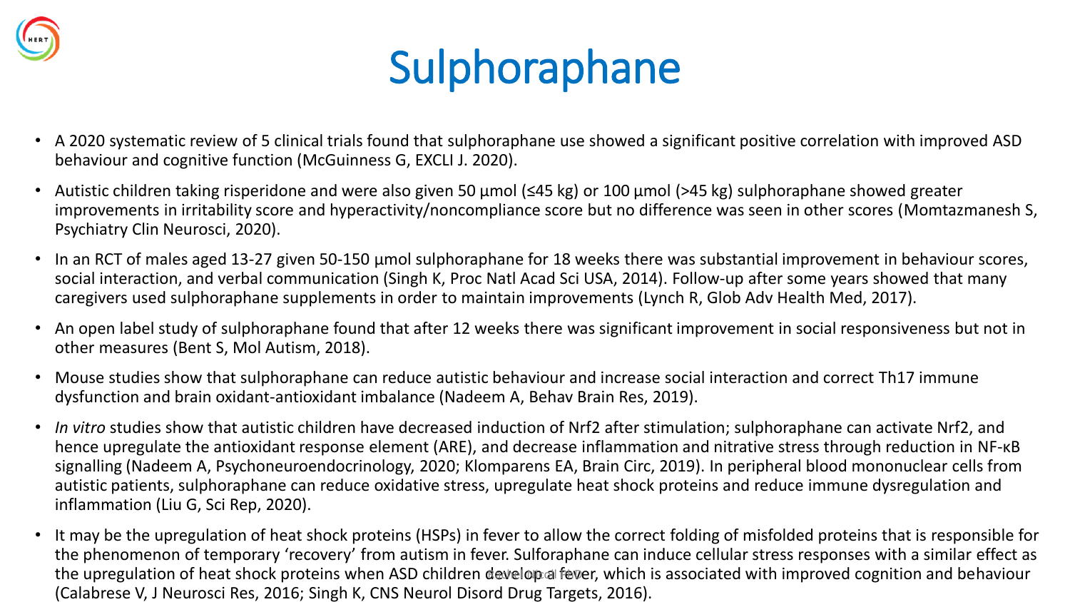# Sulphoraphane

- A 2020 systematic review of 5 clinical trials found that sulphoraphane use showed a significant positive correlation with improved ASD behaviour and cognitive function (McGuinness G, EXCLI J. 2020).
- Autistic children taking risperidone and were also given 50 µmol (≤45 kg) or 100 µmol (>45 kg) sulphoraphane showed greater improvements in irritability score and hyperactivity/noncompliance score but no difference was seen in other scores (Momtazmanesh S, Psychiatry Clin Neurosci, 2020).
- In an RCT of males aged 13-27 given 50-150 µmol sulphoraphane for 18 weeks there was substantial improvement in behaviour scores, social interaction, and verbal communication (Singh K, Proc Natl Acad Sci USA, 2014). Follow-up after some years showed that many caregivers used sulphoraphane supplements in order to maintain improvements (Lynch R, Glob Adv Health Med, 2017).
- An open label study of sulphoraphane found that after 12 weeks there was significant improvement in social responsiveness but not in other measures (Bent S, Mol Autism, 2018).
- Mouse studies show that sulphoraphane can reduce autistic behaviour and increase social interaction and correct Th17 immune dysfunction and brain oxidant-antioxidant imbalance (Nadeem A, Behav Brain Res, 2019).
- *In vitro* studies show that autistic children have decreased induction of Nrf2 after stimulation; sulphoraphane can activate Nrf2, and hence upregulate the antioxidant response element (ARE), and decrease inflammation and nitrative stress through reduction in NF-κB signalling (Nadeem A, Psychoneuroendocrinology, 2020; Klomparens EA, Brain Circ, 2019). In peripheral blood mononuclear cells from autistic patients, sulphoraphane can reduce oxidative stress, upregulate heat shock proteins and reduce immune dysregulation and inflammation (Liu G, Sci Rep, 2020).
- It may be the upregulation of heat shock proteins (HSPs) in fever to allow the correct folding of misfolded proteins that is responsible for the phenomenon of temporary 'recovery' from autism in fever. Sulforaphane can induce cellular stress responses with a similar effect as the upregulation of heat shock proteins when ASD children develop a fever, which is associated with improved cognition and behaviour (Calabrese V, J Neurosci Res, 2016; Singh K, CNS Neurol Disord Drug Targets, 2016).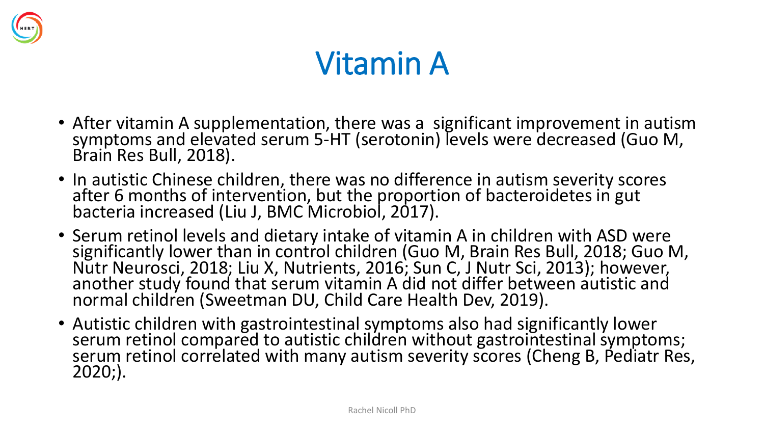# Vitamin A

- After vitamin A supplementation, there was a significant improvement in autism symptoms and elevated serum 5-HT (serotonin) levels were decreased (Guo M, Brain Res Bull, 2018).
- In autistic Chinese children, there was no difference in autism severity scores after 6 months of intervention, but the proportion of bacteroidetes in gut bacteria increased (Liu J, BMC Microbiol, 2017).
- Serum retinol levels and dietary intake of vitamin A in children with ASD were significantly lower than in control children (Guo M, Brain Res Bull, 2018; Guo M, Nutr Neurosci, 2018; Liu X, Nutrients, 2016; Sun C, J Nutr Sci, 2013); however, another study found that serum vitamin A did not differ between autistic and normal children (Sweetman DU, Child Care Health Dev, 2019).
- Autistic children with gastrointestinal symptoms also had significantly lower serum retinol compared to autistic children without gastrointestinal symptoms; serum retinol correlated with many autism severity scores (Cheng B, Pediatr Res, 2020;).

Rachel Nicoll PhD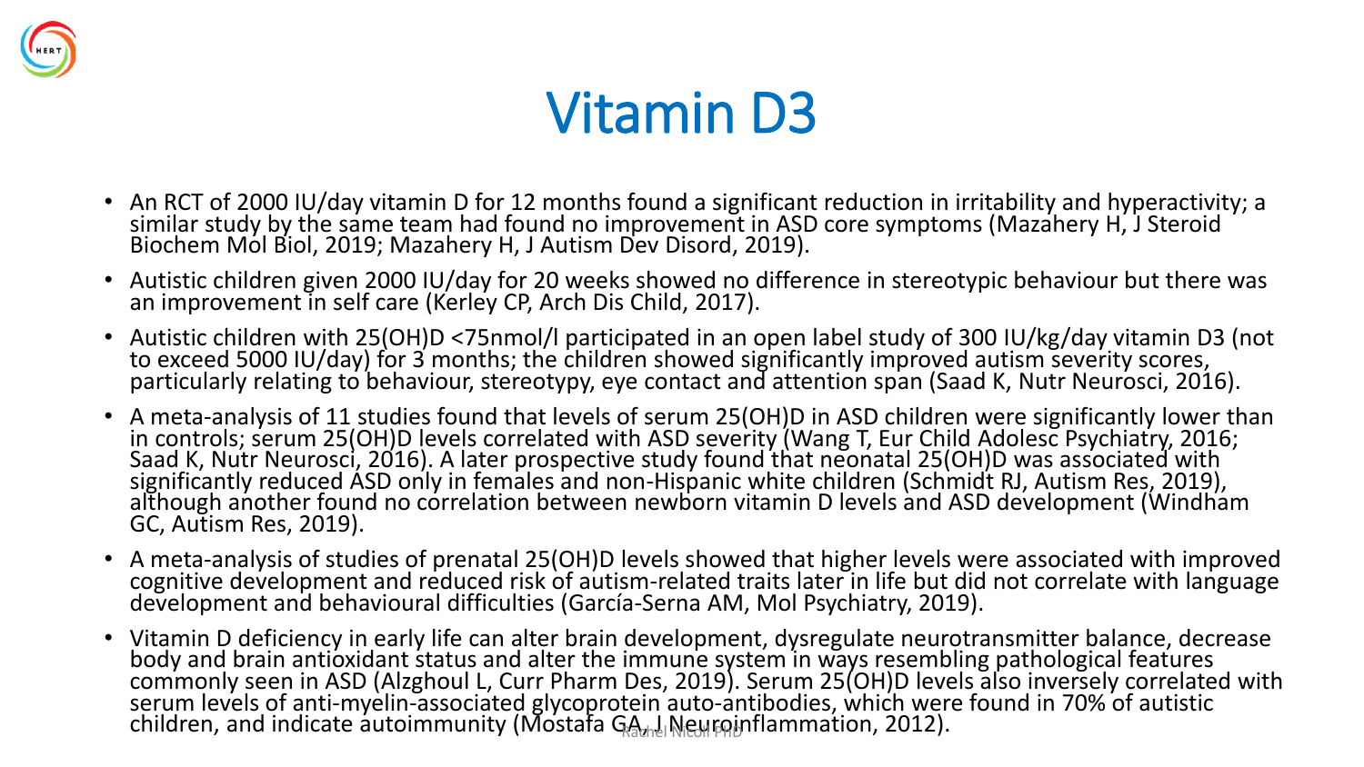# Vitamin D3

- An RCT of 2000 IU/day vitamin D for 12 months found a significant reduction in irritability and hyperactivity; a similar study by the same team had found no improvement in ASD core symptoms (Mazahery H, J Steroid Biochem Mol Biol, 2019; Mazahery H, J Autism Dev Disord, 2019).
- Autistic children given 2000 IU/day for 20 weeks showed no difference in stereotypic behaviour but there was an improvement in self care (Kerley CP, Arch Dis Child, 2017).
- Autistic children with 25(OH)D <75nmol/l participated in an open label study of 300 IU/kg/day vitamin D3 (not to exceed 5000 IU/day) for 3 months; the children showed significantly improved autism severity scores, particularly relating to behaviour, stereotypy, eye contact and attention span (Saad K, Nutr Neurosci, 2016).
- A meta-analysis of 11 studies found that levels of serum 25(OH)D in ASD children were significantly lower than in controls; serum 25(OH)D levels correlated with ASD severity (Wang T, Eur Child Adolesc Psychiatry, 2016; Saad K, Nutr Neurosci, 2016). A later prospective study found that neonatal 25(OH)D was associated with significantly reduced ASD only in females and non-Hispanic white children (Schmidt RJ, Autism Res, 2019), although another found no correlation between newborn vitamin D levels and ASD development (Windham GC, Autism Res, 2019).
- A meta-analysis of studies of prenatal 25(OH)D levels showed that higher levels were associated with improved cognitive development and reduced risk of autism-related traits later in life but did not correlate with language development and behavioural difficulties (García-Serna AM, Mol Psychiatry, 2019).
- Vitamin D deficiency in early life can alter brain development, dysregulate neurotransmitter balance, decrease body and brain antioxidant status and alter the immune system in ways resembling pathological features commonly seen in ASD (Alzghoul L, Curr Pharm Des, 2019). Serum 25(OH)D levels also inversely correlated with serum levels of anti-myelin-associated glycoprotein auto-antibodies, which were found in 70% of autistic children, and indicate autoimmunity (Mostafa GA, J Neuroinflammation, 2012).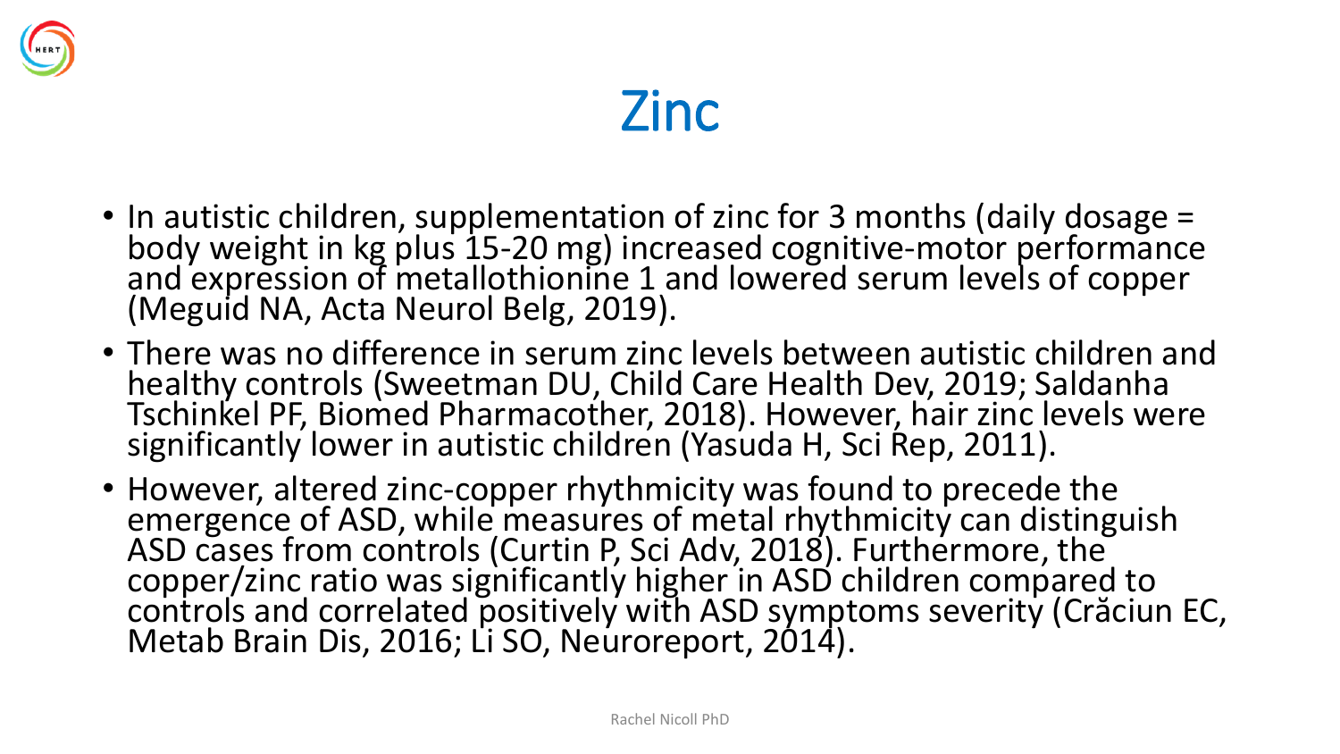# Zinc

- In autistic children, supplementation of zinc for 3 months (daily dosage = body weight in kg plus 15-20 mg) increased cognitive-motor performance and expression of metallothionine 1 and lowered serum levels of copper (Meguid NA, Acta Neurol Belg, 2019).
- There was no difference in serum zinc levels between autistic children and healthy controls (Sweetman DU, Child Care Health Dev, 2019; Saldanha Tschinkel PF, Biomed Pharmacother, 2018). However, hair zinc levels were significantly lower in autistic children (Yasuda H, Sci Rep, 2011).
- However, altered zinc-copper rhythmicity was found to precede the emergence of ASD, while measures of metal rhythmicity can distinguish ASD cases from controls (Curtin P, Sci Adv, 2018). Furthermore, the copper/zinc ratio was significantly higher in ASD children compared to controls and correlated positively with ASD symptoms severity (Crăciun EC, Metab Brain Dis, 2016; Li SO, Neuroreport, 2014).

Rachel Nicoll PhD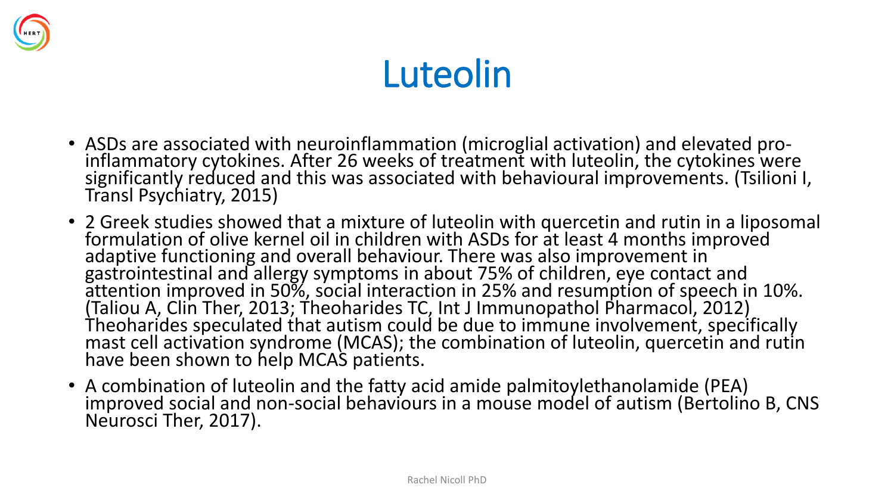# Luteolin

- ASDs are associated with neuroinflammation (microglial activation) and elevated pro-inflammatory cytokines. After 26 weeks of treatment with luteolin, the cytokines were significantly reduced and this was associated with behavioural improvements. (Tsilioni I, Transl Psychiatry, 2015)
- 2 Greek studies showed that a mixture of luteolin with quercetin and rutin in a liposomal formulation of olive kernel oil in children with ASDs for at least 4 months improved adaptive functioning and overall behaviour. There was also improvement in gastrointestinal and allergy symptoms in about 75% of children, eye contact and attention improved in 50%, social interaction in 25% and resumption of speech in 10%. (Taliou A, Clin Ther, 2013; Theoharides TC, Int J Immunopathol Pharmacol, 2012) Theoharides speculated that autism could be due to immune involvement, specifically mast cell activation syndrome (MCAS); the combination of luteolin, quercetin and rutin have been shown to help MCAS patients.
- A combination of luteolin and the fatty acid amide palmitoylethanolamide (PEA) improved social and non-social behaviours in a mouse model of autism (Bertolino B, CNS Neurosci Ther, 2017).

Rachel Nicoll PhD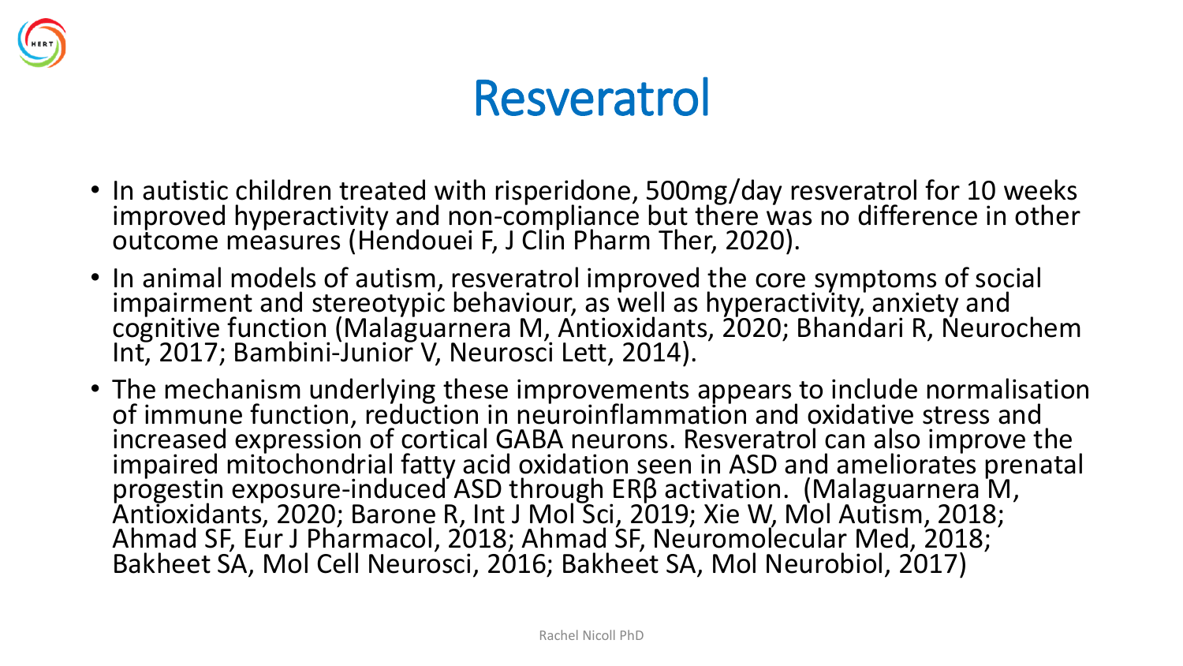# Resveratrol

- In autistic children treated with risperidone, 500mg/day resveratrol for 10 weeks improved hyperactivity and non-compliance but there was no difference in other outcome measures (Hendouei F, J Clin Pharm Ther, 2020).
- In animal models of autism, resveratrol improved the core symptoms of social impairment and stereotypic behaviour, as well as hyperactivity, anxiety and cognitive function (Malaguarnera M, Antioxidants, 2020; Bhandari R, Neurochem Int, 2017; Bambini-Junior V, Neurosci Lett, 2014).
- The mechanism underlying these improvements appears to include normalisation of immune function, reduction in neuroinflammation and oxidative stress and increased expression of cortical GABA neurons. Resveratrol can also improve the impaired mitochondrial fatty acid oxidation seen in ASD and ameliorates prenatal progestin exposure-induced ASD through ERβ activation. (Malaguarnera M, Antioxidants, 2020; Barone R, Int J Mol Sci, 2019; Xie W, Mol Autism, 2018; Ahmad SF, Eur J Pharmacol, 2018; Ahmad SF, Neuromolecular Med, 2018; Bakheet SA, Mol Cell Neurosci, 2016; Bakheet SA, Mol Neurobiol, 2017)

Rachel Nicoll PhD